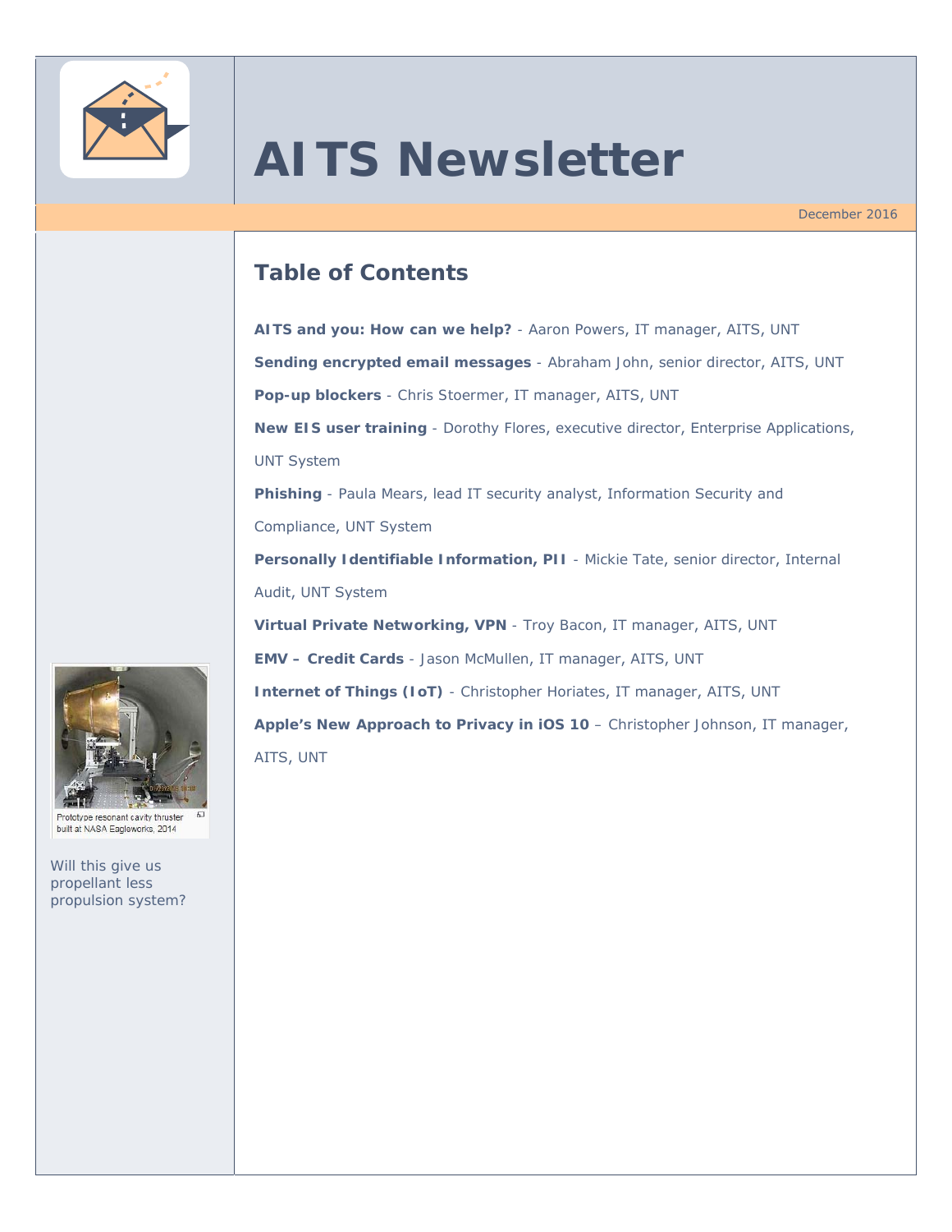# AITS Newsletter

December 2016

## Table of Contents

**AITS and you: How can we help?** - Aaron Powers, IT manager, AITS, UNT

**Sending encrypted email messages** - Abraham John, senior director, AITS, UNT

**Pop-up blockers** - Chris Stoermer, IT manager, AITS, UNT

**New EIS user training** - Dorothy Flores, executive director, Enterprise Applications, UNT System

**Phishing** - Paula Mears, lead IT security analyst, Information Security and Compliance, UNT System

**Personally Identifiable Information, PII** - Mickie Tate, senior director, Internal Audit, UNT System

**Virtual Private Networking, VPN** - Troy Bacon, IT manager, AITS, UNT

**EMV – Credit Cards** - Jason McMullen, IT manager, AITS, UNT

**Internet of Things (IoT)** - Christopher Horiates, IT manager, AITS, UNT

**Apple's New Approach to Privacy in iOS 10** – Christopher Johnson, IT manager, AITS, UNT

Prototype resonant cavity thruster built at NASA Eagleworks, 2014

Will this give us propellant less propulsion system?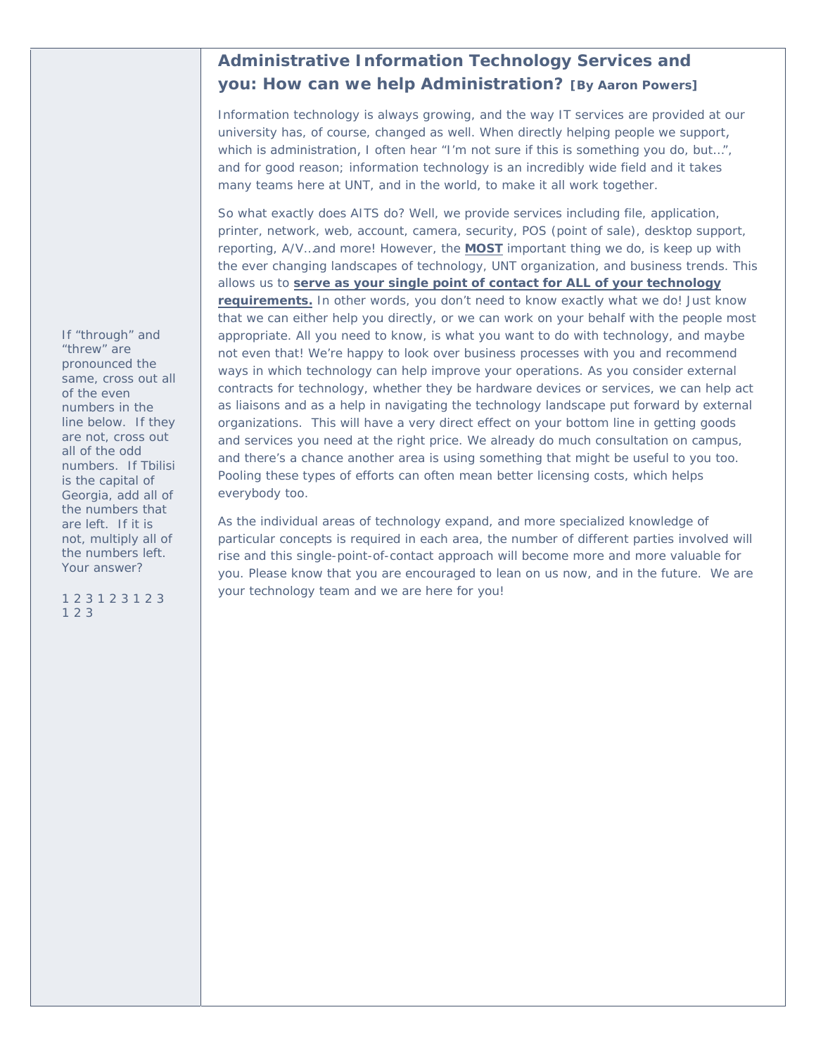## Administrative Information Technology Services and you: How can we help Administration? **[By Aaron Powers]**

Information technology is always growing, and the way IT services are provided at our university has, of course, changed as well. When directly helping people we support, which is administration, I often hear "I'm not sure if this is something you do, but…", and for good reason; information technology is an incredibly wide field and it takes many teams here at UNT, and in the world, to make it all work together.

So what exactly does AITS do? Well, we provide services including file, application, printer, network, web, account, camera, security, POS (point of sale), desktop support, reporting, A/V…and more! However, the **MOST** important thing we do, is keep up with the ever changing landscapes of technology, UNT organization, and business trends. This allows us to **serve as your single point of contact for ALL of your technology requirements.** In other words, you don't need to know exactly what we do! Just know that we can either help you directly, or we can work on your behalf with the people most appropriate. All you need to know, is what you want to do with technology, and maybe not even that! We're happy to look over business processes with you and recommend ways in which technology can help improve your operations. As you consider external contracts for technology, whether they be hardware devices or services, we can help act as liaisons and as a help in navigating the technology landscape put forward by external organizations. This will have a very direct effect on your bottom line in getting goods and services you need at the right price. We already do much consultation on campus, and there's a chance another area is using something that might be useful to you too. Pooling these types of efforts can often mean better licensing costs, which helps everybody too.

As the individual areas of technology expand, and more specialized knowledge of particular concepts is required in each area, the number of different parties involved will rise and this single-point-of-contact approach will become more and more valuable for you. Please know that you are encouraged to lean on us now, and in the future. We are your technology team and we are here for you!

If "through" and "threw" are pronounced the same, cross out all of the even numbers in the line below. If they are not, cross out all of the odd numbers. If Tbilisi is the capital of Georgia, add all of the numbers that are left. If it is not, multiply all of the numbers left. Your answer?

1 2 3 1 2 3 1 2 3 1 2 3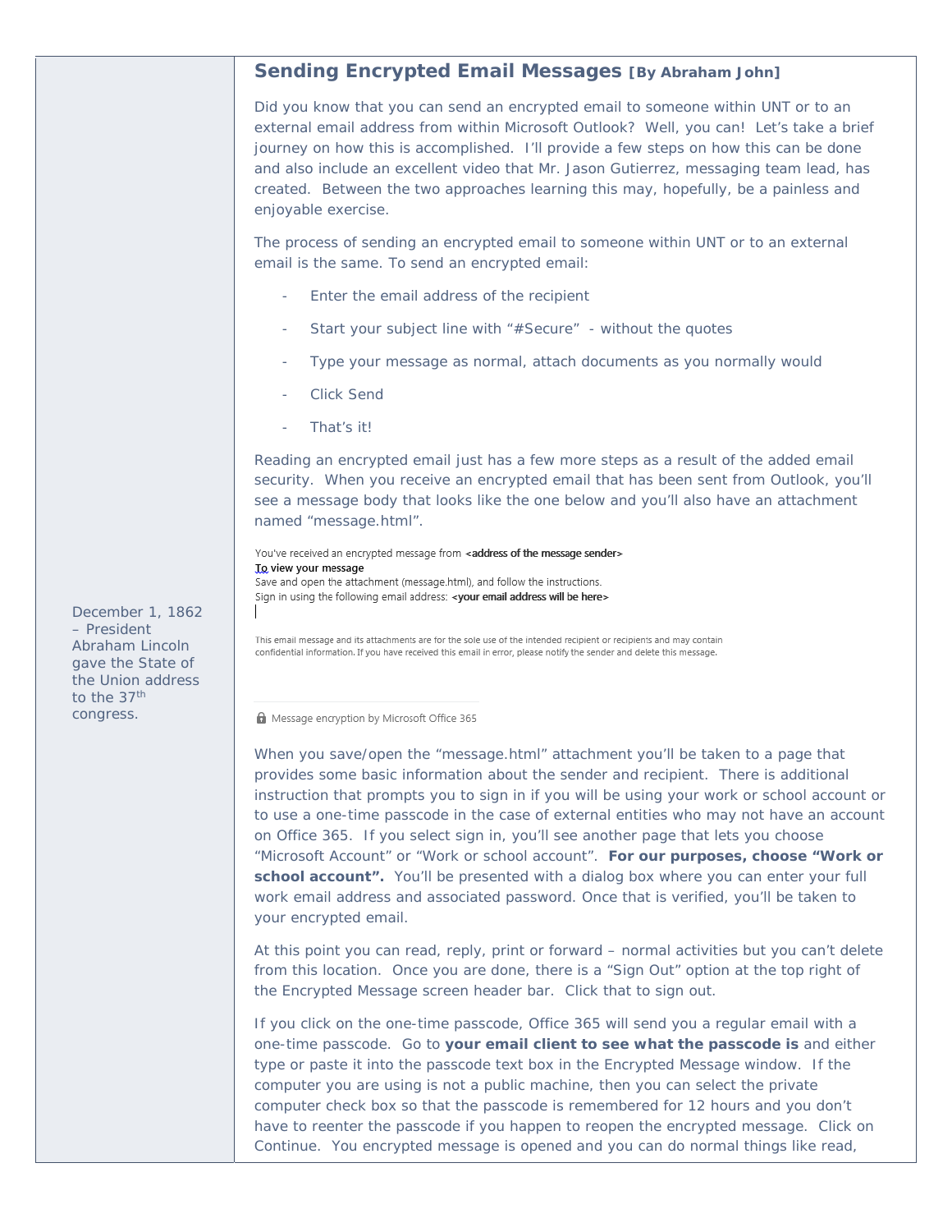## Sending Encrypted Email Messages **[By Abraham John]**

Did you know that you can send an encrypted email to someone within UNT or to an external email address from within Microsoft Outlook? Well, you can! Let's take a brief journey on how this is accomplished. I'll provide a few steps on how this can be done and also include an excellent video that Mr. Jason Gutierrez, messaging team lead, has created. Between the two approaches learning this may, hopefully, be a painless and enjoyable exercise.

The process of sending an encrypted email to someone within UNT or to an external email is the same. To send an encrypted email:

- Enter the email address of the recipient
- Start your subject line with "#Secure" - without the quotes
- Type your message as normal, attach documents as you normally would
- Click Send
- That's it!

Reading an encrypted email just has a few more steps as a result of the added email security. When you receive an encrypted email that has been sent from Outlook, you'll see a message body that looks like the one below and you'll also have an attachment named "message.html".

You've received an encrypted message from **<address of the message sender>**
**To view your message**
Save and open the attachment (message.html), and follow the instructions.
Sign in using the following email address: **<your email address will be here>**

This email message and its attachments are for the sole use of the intended recipient or recipients and may contain confidential information. If you have received this email in error, please notify the sender and delete this message.

Message encryption by Microsoft Office 365

December 1, 1862 – President Abraham Lincoln gave the State of the Union address to the 37th congress.

When you save/open the "message.html" attachment you'll be taken to a page that provides some basic information about the sender and recipient. There is additional instruction that prompts you to sign in if you will be using your work or school account or to use a one-time passcode in the case of external entities who may not have an account on Office 365. If you select sign in, you'll see another page that lets you choose "Microsoft Account" or "Work or school account". **For our purposes, choose "Work or school account".** You'll be presented with a dialog box where you can enter your full work email address and associated password. Once that is verified, you'll be taken to your encrypted email.

At this point you can read, reply, print or forward – normal activities but you can't delete from this location. Once you are done, there is a "Sign Out" option at the top right of the Encrypted Message screen header bar. Click that to sign out.

If you click on the one-time passcode, Office 365 will send you a regular email with a one-time passcode. Go to **your email client to see what the passcode is** and either type or paste it into the passcode text box in the Encrypted Message window. If the computer you are using is not a public machine, then you can select the private computer check box so that the passcode is remembered for 12 hours and you don't have to reenter the passcode if you happen to reopen the encrypted message. Click on Continue. You encrypted message is opened and you can do normal things like read,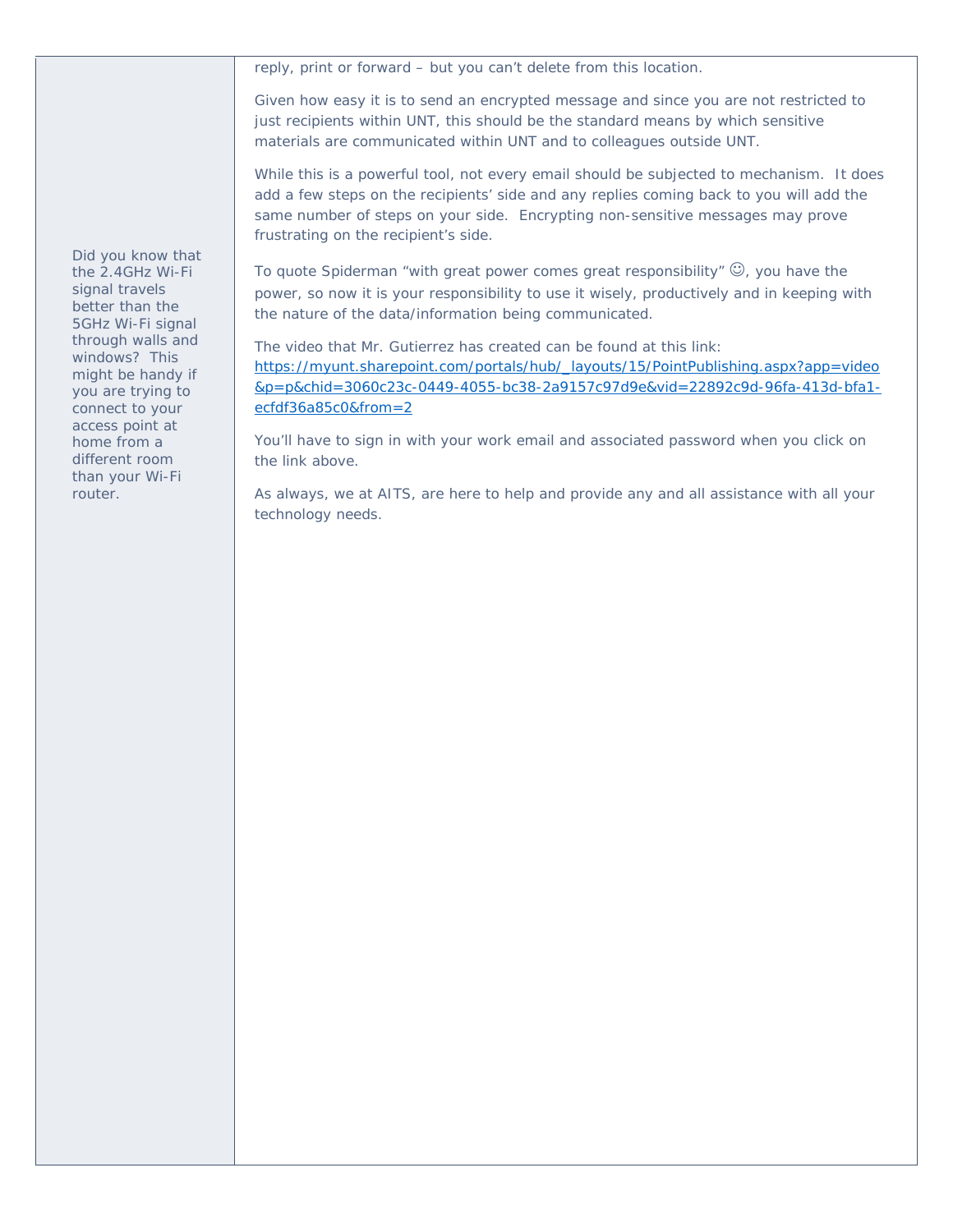reply, print or forward – but you can't delete from this location.

Given how easy it is to send an encrypted message and since you are not restricted to just recipients within UNT, this should be the standard means by which sensitive materials are communicated within UNT and to colleagues outside UNT.

While this is a powerful tool, not every email should be subjected to mechanism. It does add a few steps on the recipients' side and any replies coming back to you will add the same number of steps on your side. Encrypting non-sensitive messages may prove frustrating on the recipient's side.

To quote Spiderman "with great power comes great responsibility" ☺, you have the power, so now it is your responsibility to use it wisely, productively and in keeping with the nature of the data/information being communicated.

The video that Mr. Gutierrez has created can be found at this link: https://myunt.sharepoint.com/portals/hub/_layouts/15/PointPublishing.aspx?app=video&p=p&chid=3060c23c-0449-4055-bc38-2a9157c97d9e&vid=22892c9d-96fa-413d-bfa1-ecfdf36a85c0&from=2

You'll have to sign in with your work email and associated password when you click on the link above.

As always, we at AITS, are here to help and provide any and all assistance with all your technology needs.

Did you know that the 2.4GHz Wi-Fi signal travels better than the 5GHz Wi-Fi signal through walls and windows? This might be handy if you are trying to connect to your access point at home from a different room than your Wi-Fi router.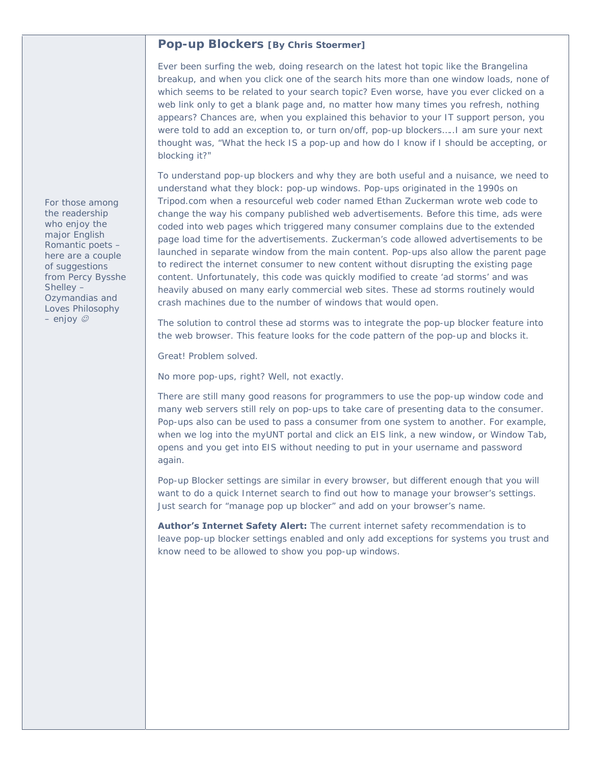For those among the readership who enjoy the major English Romantic poets – here are a couple of suggestions from Percy Bysshe Shelley – Ozymandias and Loves Philosophy – enjoy ☺

## Pop-up Blockers **[By Chris Stoermer]**

Ever been surfing the web, doing research on the latest hot topic like the Brangelina breakup, and when you click one of the search hits more than one window loads, none of which seems to be related to your search topic? Even worse, have you ever clicked on a web link only to get a blank page and, no matter how many times you refresh, nothing appears? Chances are, when you explained this behavior to your IT support person, you were told to add an exception to, or turn on/off, pop-up blockers…..I am sure your next thought was, "What the heck IS a pop-up and how do I know if I should be accepting, or blocking it?"

To understand pop-up blockers and why they are both useful and a nuisance, we need to understand what they block: pop-up windows. Pop-ups originated in the 1990s on Tripod.com when a resourceful web coder named Ethan Zuckerman wrote web code to change the way his company published web advertisements. Before this time, ads were coded into web pages which triggered many consumer complains due to the extended page load time for the advertisements. Zuckerman's code allowed advertisements to be launched in separate window from the main content. Pop-ups also allow the parent page to redirect the internet consumer to new content without disrupting the existing page content. Unfortunately, this code was quickly modified to create 'ad storms' and was heavily abused on many early commercial web sites. These ad storms routinely would crash machines due to the number of windows that would open.

The solution to control these ad storms was to integrate the pop-up blocker feature into the web browser. This feature looks for the code pattern of the pop-up and blocks it.

Great! Problem solved.

No more pop-ups, right? Well, not exactly.

There are still many good reasons for programmers to use the pop-up window code and many web servers still rely on pop-ups to take care of presenting data to the consumer. Pop-ups also can be used to pass a consumer from one system to another. For example, when we log into the myUNT portal and click an EIS link, a new window, or Window Tab, opens and you get into EIS without needing to put in your username and password again.

Pop-up Blocker settings are similar in every browser, but different enough that you will want to do a quick Internet search to find out how to manage your browser's settings. Just search for "manage pop up blocker" and add on your browser's name.

**Author's Internet Safety Alert:** The current internet safety recommendation is to leave pop-up blocker settings enabled and only add exceptions for systems you trust and know need to be allowed to show you pop-up windows.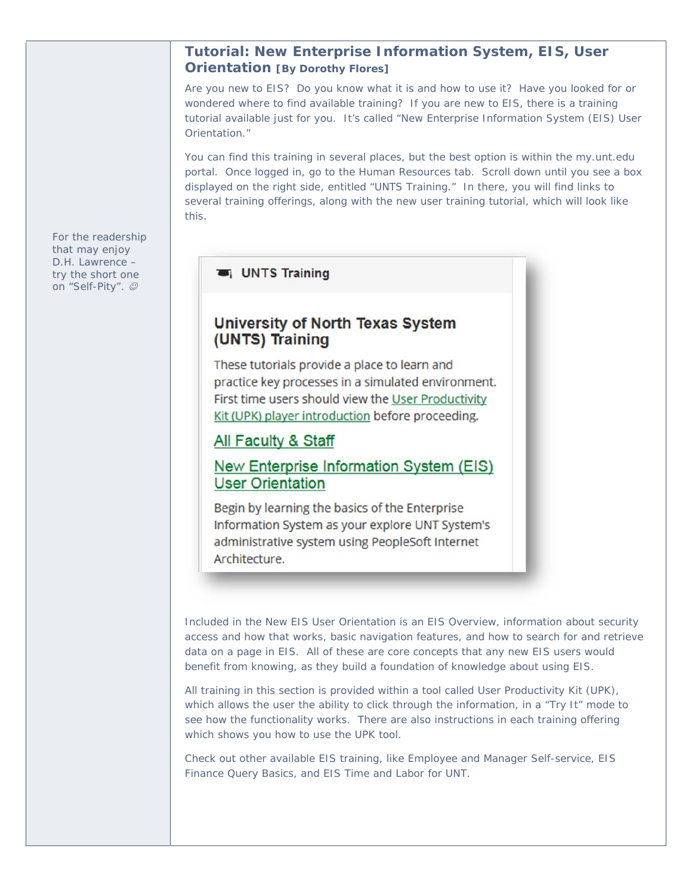## Tutorial: New Enterprise Information System, EIS, User Orientation **[By Dorothy Flores]**

Are you new to EIS? Do you know what it is and how to use it? Have you looked for or wondered where to find available training? If you are new to EIS, there is a training tutorial available just for you. It's called "New Enterprise Information System (EIS) User Orientation."

You can find this training in several places, but the best option is within the my.unt.edu portal. Once logged in, go to the Human Resources tab. Scroll down until you see a box displayed on the right side, entitled "UNTS Training." In there, you will find links to several training offerings, along with the new user training tutorial, which will look like this.

For the readership that may enjoy D.H. Lawrence – try the short one on "Self-Pity". ☺

**UNTS Training**

**University of North Texas System (UNTS) Training**

These tutorials provide a place to learn and practice key processes in a simulated environment. First time users should view the User Productivity Kit (UPK) player introduction before proceeding.

All Faculty & Staff

New Enterprise Information System (EIS) User Orientation

Begin by learning the basics of the Enterprise Information System as your explore UNT System's administrative system using PeopleSoft Internet Architecture.

Included in the New EIS User Orientation is an EIS Overview, information about security access and how that works, basic navigation features, and how to search for and retrieve data on a page in EIS. All of these are core concepts that any new EIS users would benefit from knowing, as they build a foundation of knowledge about using EIS.

All training in this section is provided within a tool called User Productivity Kit (UPK), which allows the user the ability to click through the information, in a "Try It" mode to see how the functionality works. There are also instructions in each training offering which shows you how to use the UPK tool.

Check out other available EIS training, like Employee and Manager Self-service, EIS Finance Query Basics, and EIS Time and Labor for UNT.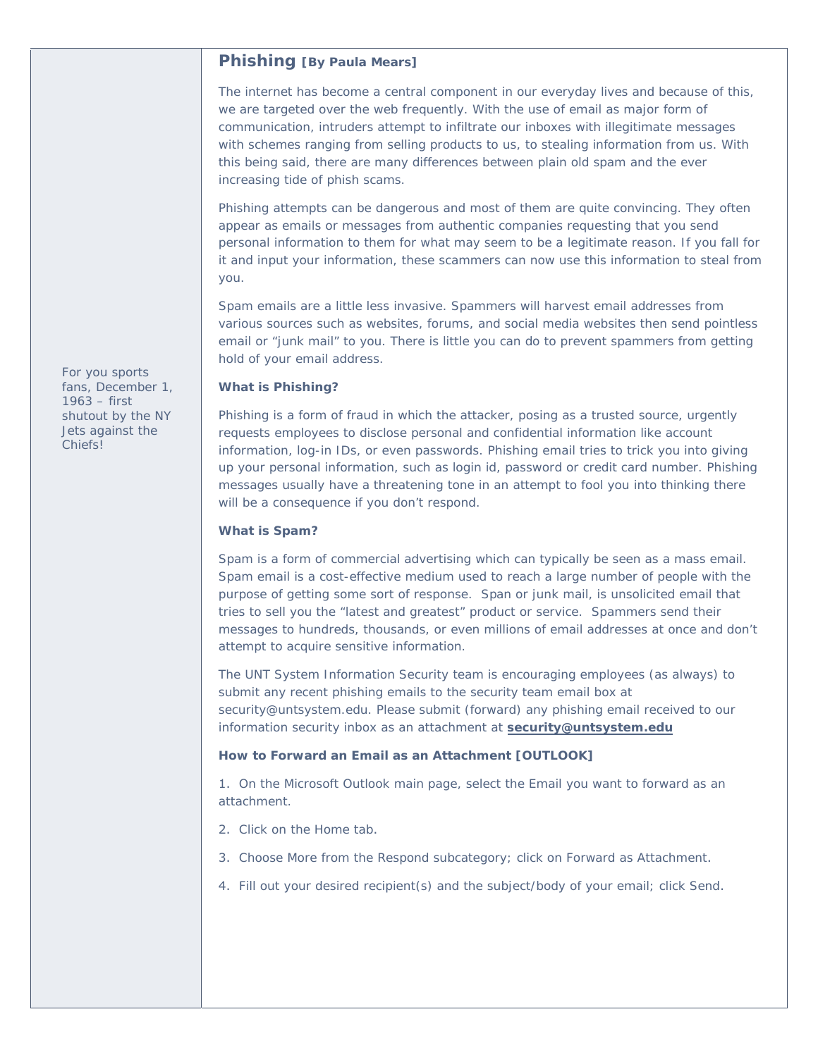## Phishing **[By Paula Mears]**

The internet has become a central component in our everyday lives and because of this, we are targeted over the web frequently. With the use of email as major form of communication, intruders attempt to infiltrate our inboxes with illegitimate messages with schemes ranging from selling products to us, to stealing information from us. With this being said, there are many differences between plain old spam and the ever increasing tide of phish scams.

Phishing attempts can be dangerous and most of them are quite convincing. They often appear as emails or messages from authentic companies requesting that you send personal information to them for what may seem to be a legitimate reason. If you fall for it and input your information, these scammers can now use this information to steal from you.

Spam emails are a little less invasive. Spammers will harvest email addresses from various sources such as websites, forums, and social media websites then send pointless email or "junk mail" to you. There is little you can do to prevent spammers from getting hold of your email address.

**What is Phishing?**

Phishing is a form of fraud in which the attacker, posing as a trusted source, urgently requests employees to disclose personal and confidential information like account information, log-in IDs, or even passwords. Phishing email tries to trick you into giving up your personal information, such as login id, password or credit card number. Phishing messages usually have a threatening tone in an attempt to fool you into thinking there will be a consequence if you don't respond.

**What is Spam?**

Spam is a form of commercial advertising which can typically be seen as a mass email. Spam email is a cost-effective medium used to reach a large number of people with the purpose of getting some sort of response. Span or junk mail, is unsolicited email that tries to sell you the "latest and greatest" product or service. Spammers send their messages to hundreds, thousands, or even millions of email addresses at once and don't attempt to acquire sensitive information.

The UNT System Information Security team is encouraging employees (as always) to submit any recent phishing emails to the security team email box at security@untsystem.edu. Please submit (forward) any phishing email received to our information security inbox as an attachment at **security@untsystem.edu**

**How to Forward an Email as an Attachment [OUTLOOK]**

1. On the Microsoft Outlook main page, select the Email you want to forward as an attachment.
2. Click on the Home tab.
3. Choose More from the Respond subcategory; click on Forward as Attachment.
4. Fill out your desired recipient(s) and the subject/body of your email; click Send.

For you sports fans, December 1, 1963 – first shutout by the NY Jets against the Chiefs!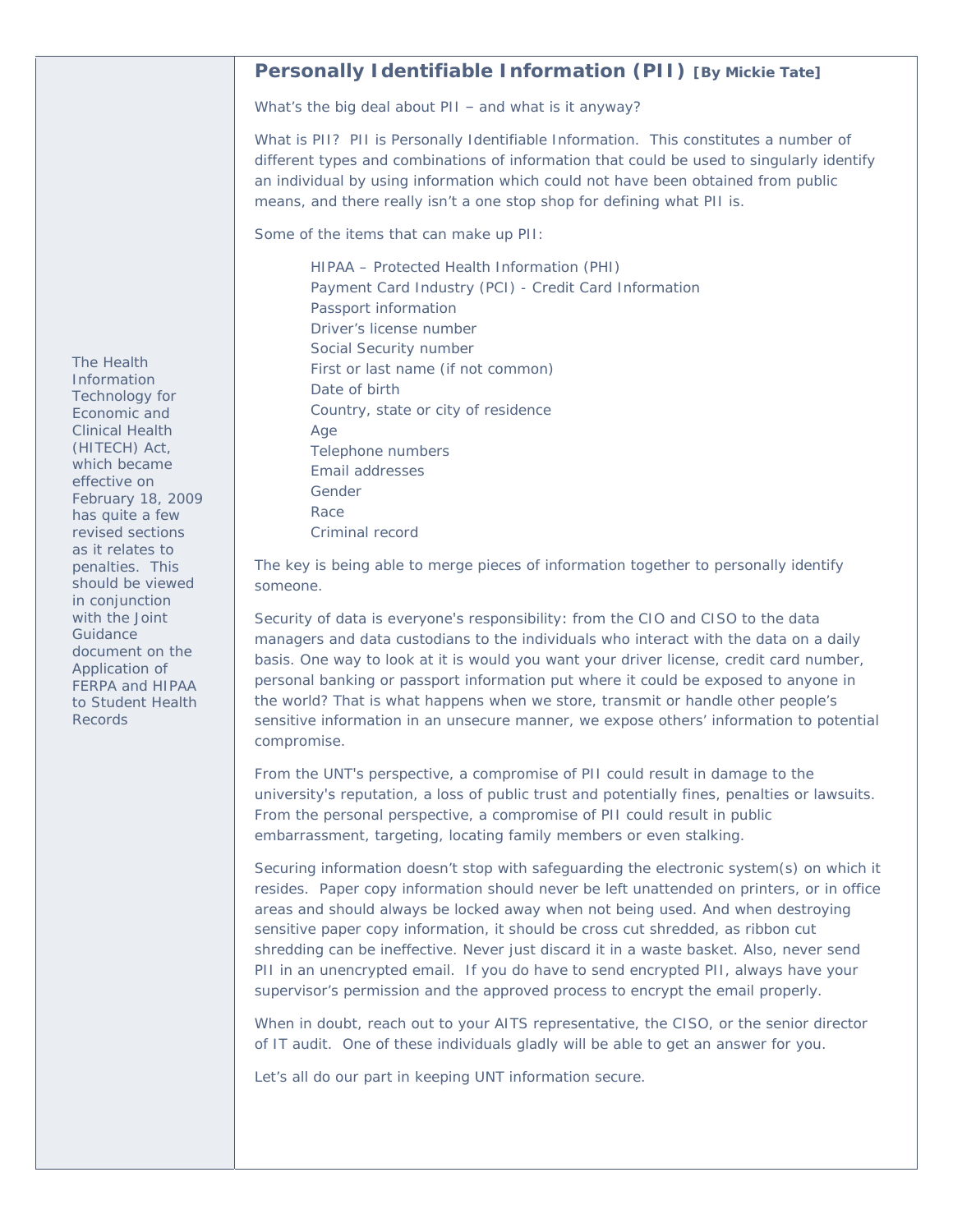## Personally Identifiable Information (PII) **[By Mickie Tate]**

What's the big deal about PII – and what is it anyway?

What is PII? PII is Personally Identifiable Information. This constitutes a number of different types and combinations of information that could be used to singularly identify an individual by using information which could not have been obtained from public means, and there really isn't a one stop shop for defining what PII is.

Some of the items that can make up PII:

- HIPAA – Protected Health Information (PHI)
- Payment Card Industry (PCI) - Credit Card Information
- Passport information
- Driver's license number
- Social Security number
- First or last name (if not common)
- Date of birth
- Country, state or city of residence
- Age
- Telephone numbers
- Email addresses
- Gender
- Race
- Criminal record

The key is being able to merge pieces of information together to personally identify someone.

Security of data is everyone's responsibility: from the CIO and CISO to the data managers and data custodians to the individuals who interact with the data on a daily basis. One way to look at it is would you want your driver license, credit card number, personal banking or passport information put where it could be exposed to anyone in the world? That is what happens when we store, transmit or handle other people's sensitive information in an unsecure manner, we expose others' information to potential compromise.

From the UNT's perspective, a compromise of PII could result in damage to the university's reputation, a loss of public trust and potentially fines, penalties or lawsuits. From the personal perspective, a compromise of PII could result in public embarrassment, targeting, locating family members or even stalking.

Securing information doesn't stop with safeguarding the electronic system(s) on which it resides. Paper copy information should never be left unattended on printers, or in office areas and should always be locked away when not being used. And when destroying sensitive paper copy information, it should be cross cut shredded, as ribbon cut shredding can be ineffective. Never just discard it in a waste basket. Also, never send PII in an unencrypted email. If you do have to send encrypted PII, always have your supervisor's permission and the approved process to encrypt the email properly.

When in doubt, reach out to your AITS representative, the CISO, or the senior director of IT audit. One of these individuals gladly will be able to get an answer for you.

Let's all do our part in keeping UNT information secure.

The Health Information Technology for Economic and Clinical Health (HITECH) Act, which became effective on February 18, 2009 has quite a few revised sections as it relates to penalties. This should be viewed in conjunction with the Joint Guidance document on the Application of FERPA and HIPAA to Student Health Records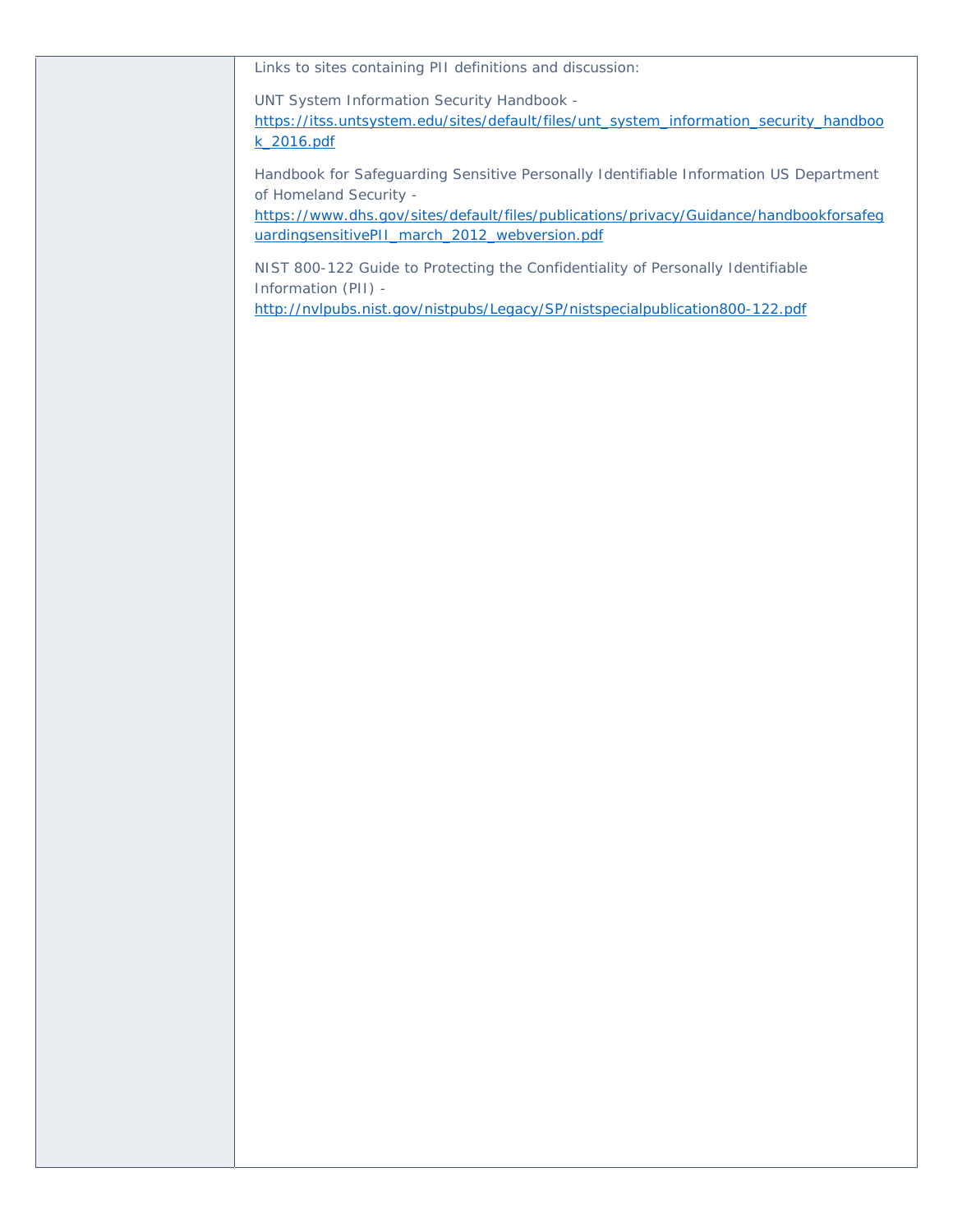| | Links to sites containing PII definitions and discussion:<br><br>UNT System Information Security Handbook - [https://itss.untsystem.edu/sites/default/files/unt_system_information_security_handbook_2016.pdf](https://itss.untsystem.edu/sites/default/files/unt_system_information_security_handbook_2016.pdf)<br><br>Handbook for Safeguarding Sensitive Personally Identifiable Information US Department of Homeland Security - [https://www.dhs.gov/sites/default/files/publications/privacy/Guidance/handbookforsafeguardingsensitivePII_march_2012_webversion.pdf](https://www.dhs.gov/sites/default/files/publications/privacy/Guidance/handbookforsafeguardingsensitivePII_march_2012_webversion.pdf)<br><br>NIST 800-122 Guide to Protecting the Confidentiality of Personally Identifiable Information (PII) - [http://nvlpubs.nist.gov/nistpubs/Legacy/SP/nistspecialpublication800-122.pdf](http://nvlpubs.nist.gov/nistpubs/Legacy/SP/nistspecialpublication800-122.pdf) |
|---|---|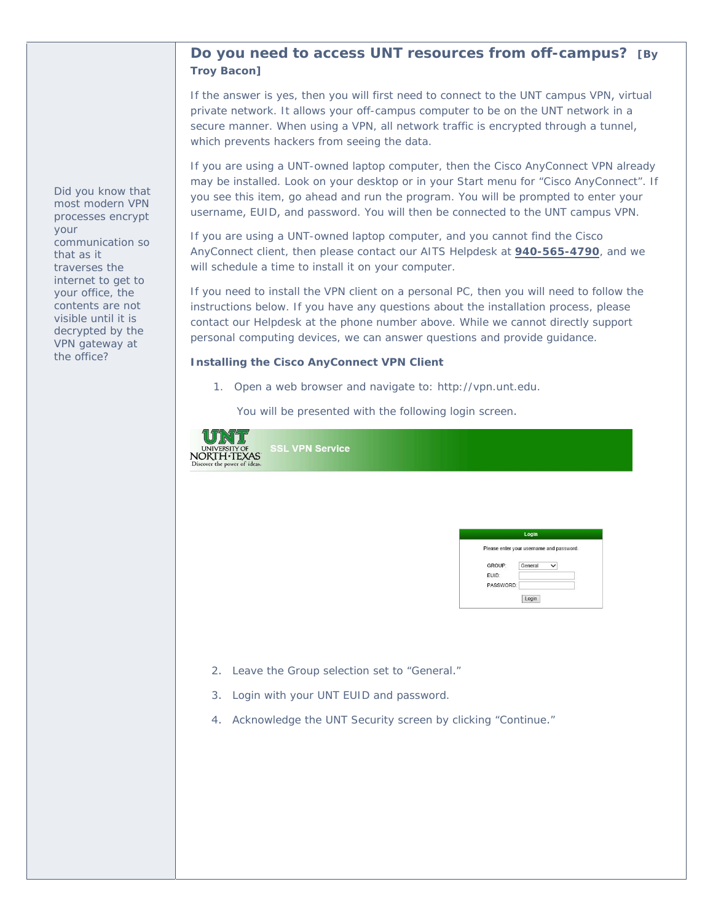## Do you need to access UNT resources from off-campus? [By Troy Bacon]

If the answer is yes, then you will first need to connect to the UNT campus VPN, virtual private network. It allows your off-campus computer to be on the UNT network in a secure manner. When using a VPN, all network traffic is encrypted through a tunnel, which prevents hackers from seeing the data.

If you are using a UNT-owned laptop computer, then the Cisco AnyConnect VPN already may be installed. Look on your desktop or in your Start menu for "Cisco AnyConnect". If you see this item, go ahead and run the program. You will be prompted to enter your username, EUID, and password. You will then be connected to the UNT campus VPN.

If you are using a UNT-owned laptop computer, and you cannot find the Cisco AnyConnect client, then please contact our AITS Helpdesk at **940-565-4790**, and we will schedule a time to install it on your computer.

If you need to install the VPN client on a personal PC, then you will need to follow the instructions below. If you have any questions about the installation process, please contact our Helpdesk at the phone number above. While we cannot directly support personal computing devices, we can answer questions and provide guidance.

**Installing the Cisco AnyConnect VPN Client**

1. Open a web browser and navigate to: http://vpn.unt.edu.

   You will be presented with the following login screen.

UNT UNIVERSITY OF NORTH TEXAS Discover the power of ideas. SSL VPN Service

Login

Please enter your username and password.

GROUP: General

EUID:

PASSWORD:

Login

2. Leave the Group selection set to "General."
3. Login with your UNT EUID and password.
4. Acknowledge the UNT Security screen by clicking "Continue."

Did you know that most modern VPN processes encrypt your communication so that as it traverses the internet to get to your office, the contents are not visible until it is decrypted by the VPN gateway at the office?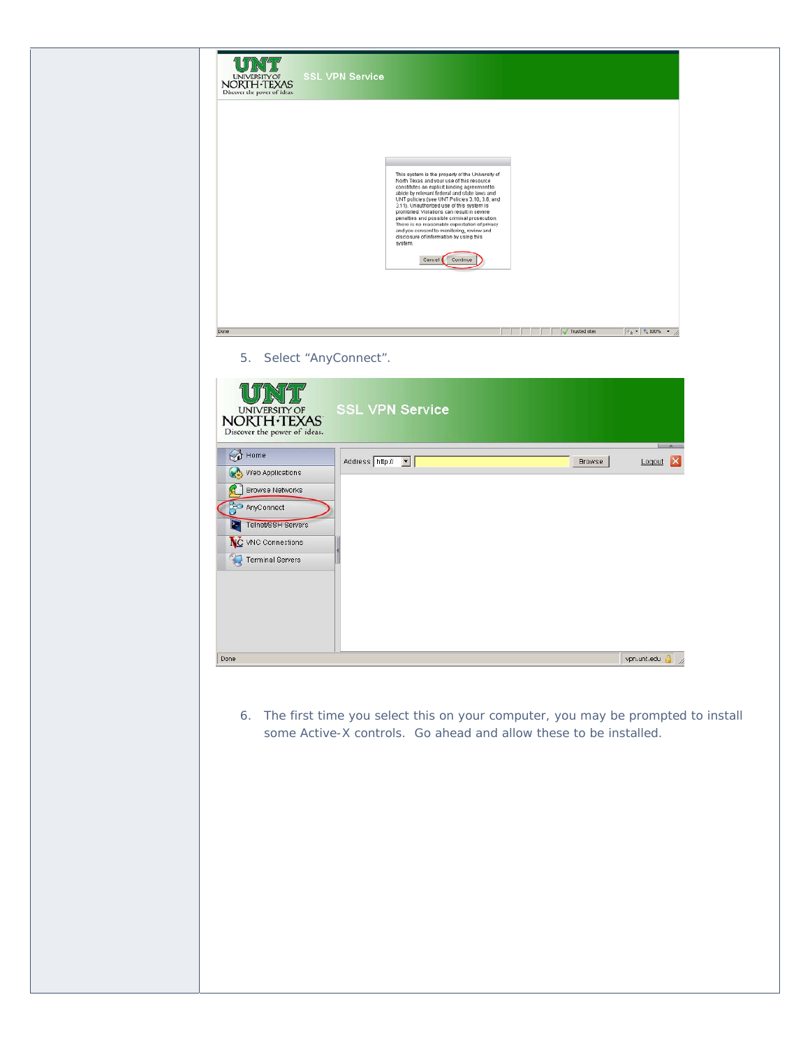5. Select “AnyConnect”.

6. The first time you select this on your computer, you may be prompted to install some Active-X controls. Go ahead and allow these to be installed.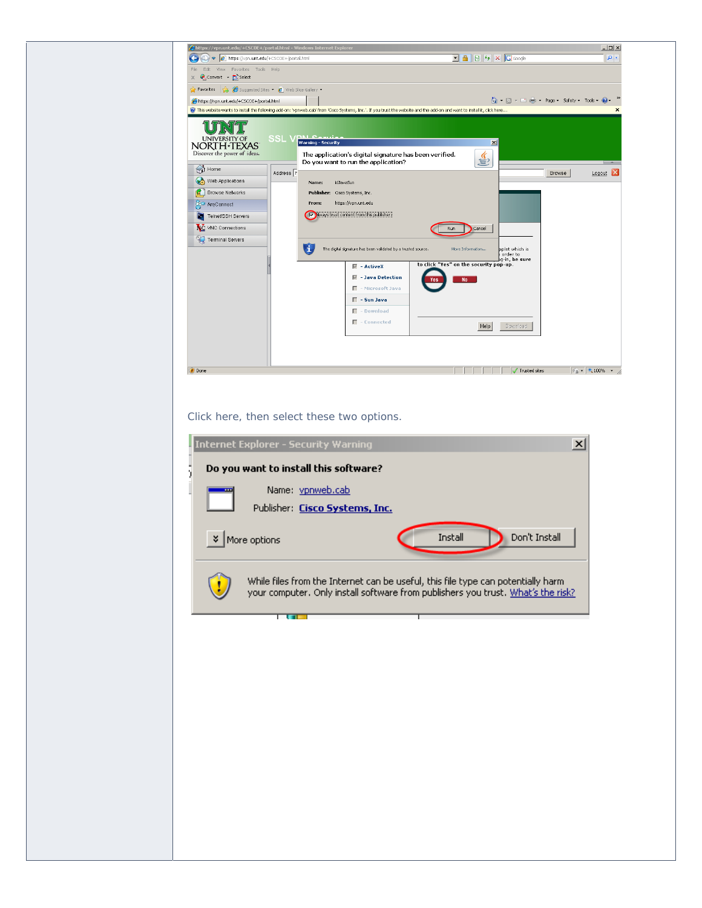Click here, then select these two options.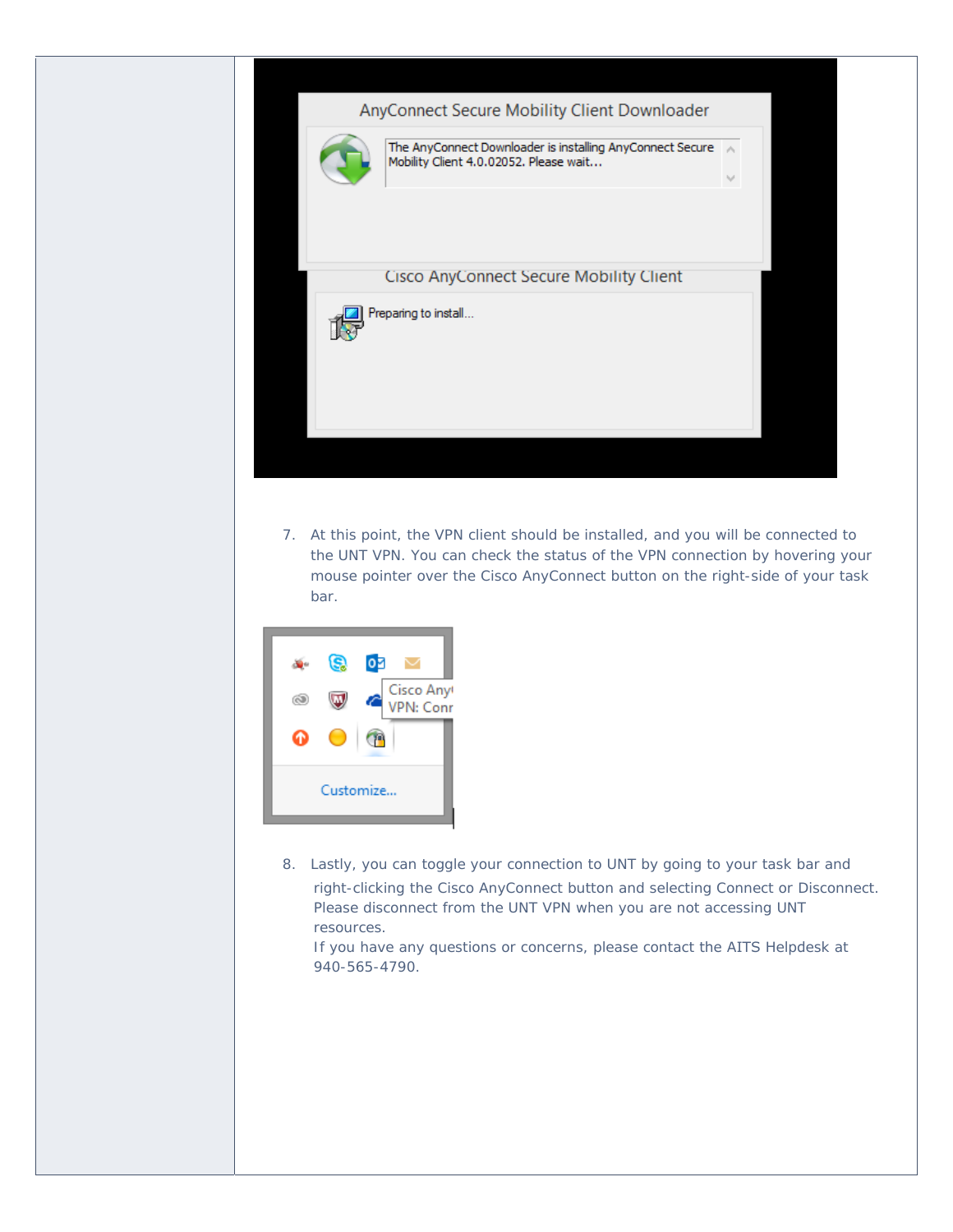7. At this point, the VPN client should be installed, and you will be connected to the UNT VPN. You can check the status of the VPN connection by hovering your mouse pointer over the Cisco AnyConnect button on the right-side of your task bar.

8. Lastly, you can toggle your connection to UNT by going to your task bar and right-clicking the Cisco AnyConnect button and selecting Connect or Disconnect. Please disconnect from the UNT VPN when you are not accessing UNT resources.
   If you have any questions or concerns, please contact the AITS Helpdesk at 940-565-4790.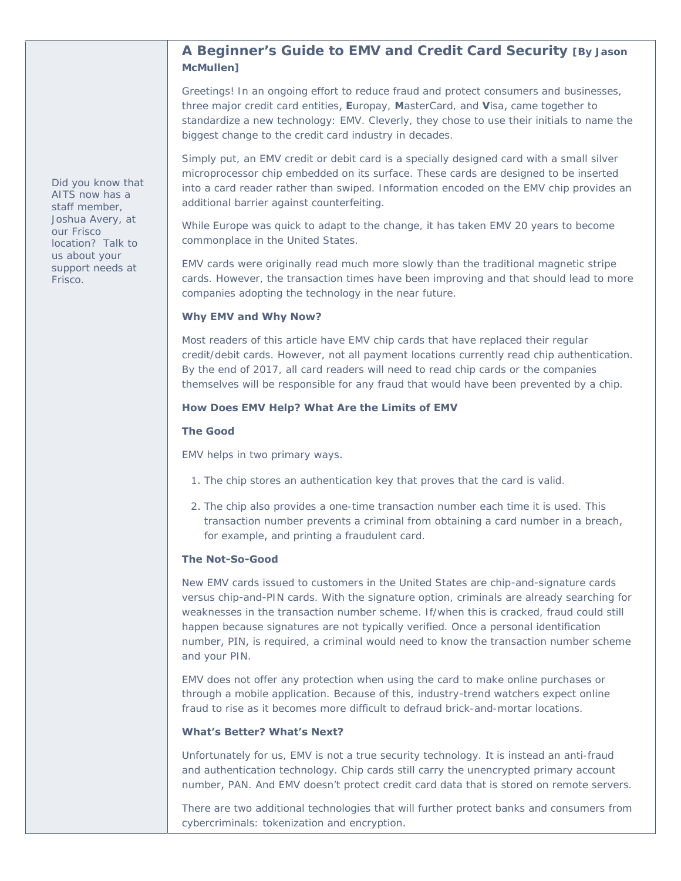Did you know that AITS now has a staff member, Joshua Avery, at our Frisco location? Talk to us about your support needs at Frisco.

## A Beginner's Guide to EMV and Credit Card Security **[By Jason McMullen]**

Greetings! In an ongoing effort to reduce fraud and protect consumers and businesses, three major credit card entities, **E**uropay, **M**asterCard, and **V**isa, came together to standardize a new technology: EMV. Cleverly, they chose to use their initials to name the biggest change to the credit card industry in decades.

Simply put, an EMV credit or debit card is a specially designed card with a small silver microprocessor chip embedded on its surface. These cards are designed to be inserted into a card reader rather than swiped. Information encoded on the EMV chip provides an additional barrier against counterfeiting.

While Europe was quick to adapt to the change, it has taken EMV 20 years to become commonplace in the United States.

EMV cards were originally read much more slowly than the traditional magnetic stripe cards. However, the transaction times have been improving and that should lead to more companies adopting the technology in the near future.

### Why EMV and Why Now?

Most readers of this article have EMV chip cards that have replaced their regular credit/debit cards. However, not all payment locations currently read chip authentication. By the end of 2017, all card readers will need to read chip cards or the companies themselves will be responsible for any fraud that would have been prevented by a chip.

### How Does EMV Help? What Are the Limits of EMV

**The Good**

EMV helps in two primary ways.

1. The chip stores an authentication key that proves that the card is valid.
2. The chip also provides a one-time transaction number each time it is used. This transaction number prevents a criminal from obtaining a card number in a breach, for example, and printing a fraudulent card.

**The Not-So-Good**

New EMV cards issued to customers in the United States are chip-and-signature cards versus chip-and-PIN cards. With the signature option, criminals are already searching for weaknesses in the transaction number scheme. If/when this is cracked, fraud could still happen because signatures are not typically verified. Once a personal identification number, PIN, is required, a criminal would need to know the transaction number scheme and your PIN.

EMV does not offer any protection when using the card to make online purchases or through a mobile application. Because of this, industry-trend watchers expect online fraud to rise as it becomes more difficult to defraud brick-and-mortar locations.

### What's Better? What's Next?

Unfortunately for us, EMV is not a true security technology. It is instead an anti-fraud and authentication technology. Chip cards still carry the unencrypted primary account number, PAN. And EMV doesn't protect credit card data that is stored on remote servers.

There are two additional technologies that will further protect banks and consumers from cybercriminals: tokenization and encryption.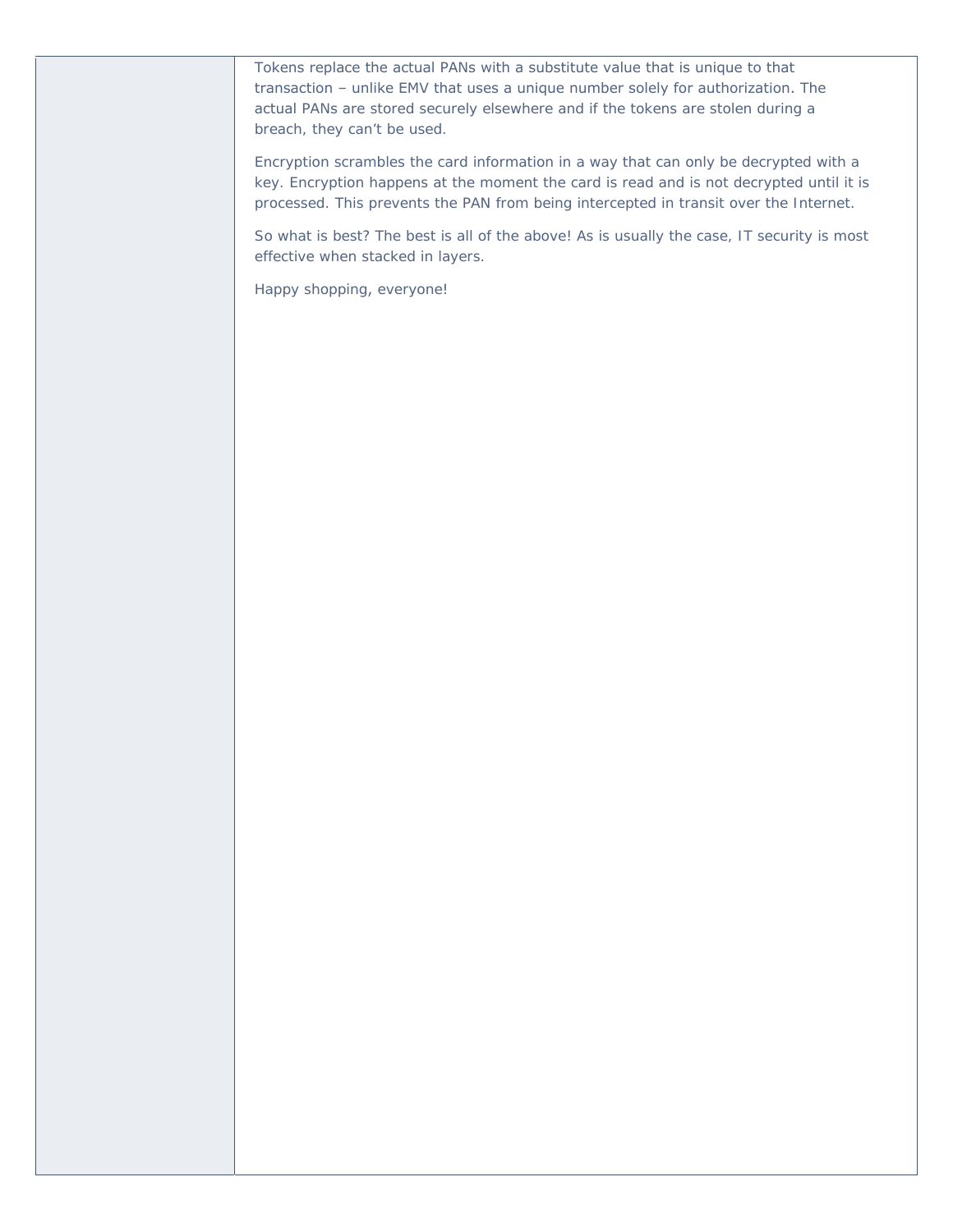Tokens replace the actual PANs with a substitute value that is unique to that transaction – unlike EMV that uses a unique number solely for authorization. The actual PANs are stored securely elsewhere and if the tokens are stolen during a breach, they can't be used.

Encryption scrambles the card information in a way that can only be decrypted with a key. Encryption happens at the moment the card is read and is not decrypted until it is processed. This prevents the PAN from being intercepted in transit over the Internet.

So what is best? The best is all of the above! As is usually the case, IT security is most effective when stacked in layers.

Happy shopping, everyone!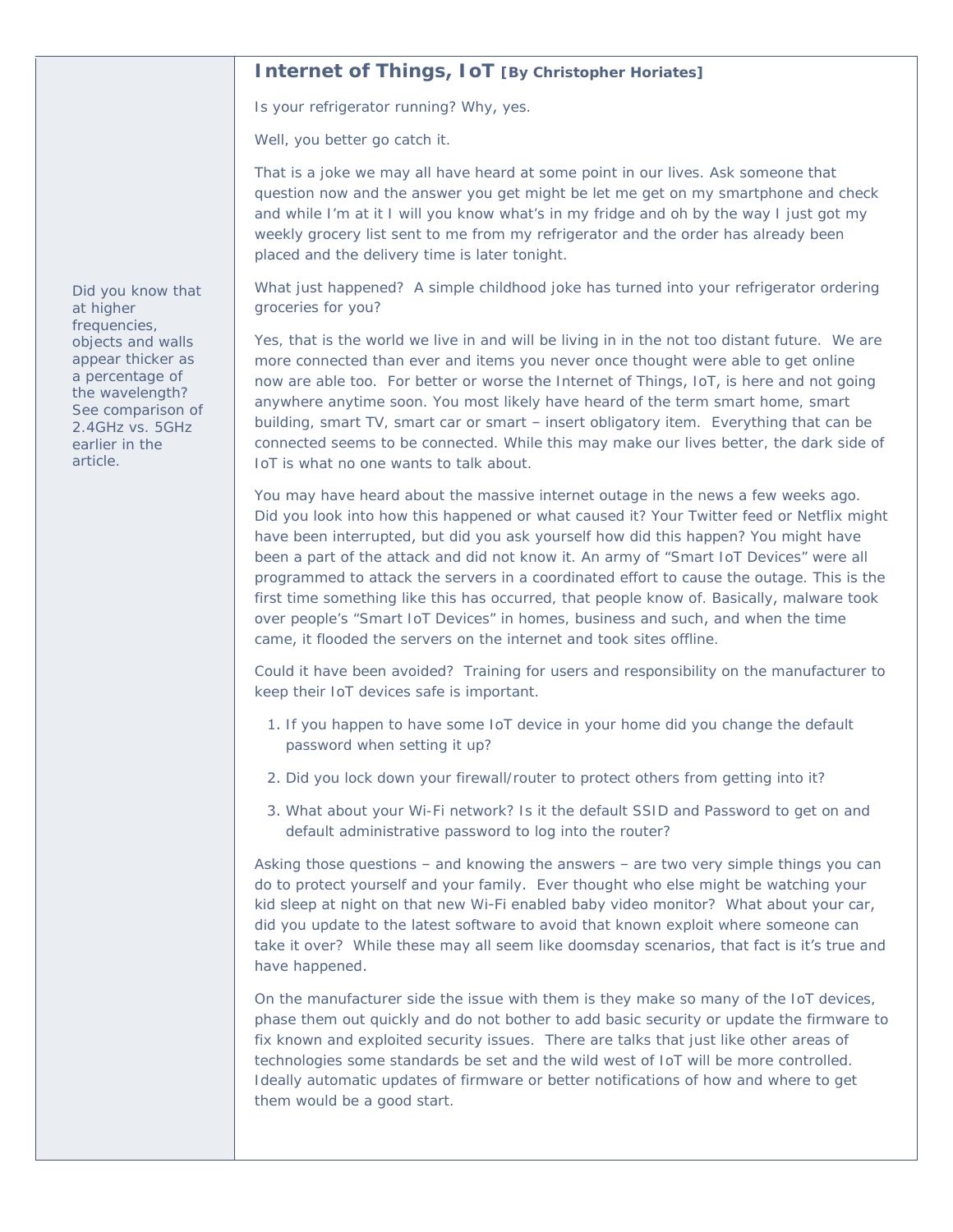## Internet of Things, IoT **[By Christopher Horiates]**

Is your refrigerator running? Why, yes.

Well, you better go catch it.

That is a joke we may all have heard at some point in our lives. Ask someone that question now and the answer you get might be let me get on my smartphone and check and while I'm at it I will you know what's in my fridge and oh by the way I just got my weekly grocery list sent to me from my refrigerator and the order has already been placed and the delivery time is later tonight.

What just happened? A simple childhood joke has turned into your refrigerator ordering groceries for you?

Yes, that is the world we live in and will be living in in the not too distant future. We are more connected than ever and items you never once thought were able to get online now are able too. For better or worse the Internet of Things, IoT, is here and not going anywhere anytime soon. You most likely have heard of the term smart home, smart building, smart TV, smart car or smart – insert obligatory item. Everything that can be connected seems to be connected. While this may make our lives better, the dark side of IoT is what no one wants to talk about.

You may have heard about the massive internet outage in the news a few weeks ago. Did you look into how this happened or what caused it? Your Twitter feed or Netflix might have been interrupted, but did you ask yourself how did this happen? You might have been a part of the attack and did not know it. An army of "Smart IoT Devices" were all programmed to attack the servers in a coordinated effort to cause the outage. This is the first time something like this has occurred, that people know of. Basically, malware took over people's "Smart IoT Devices" in homes, business and such, and when the time came, it flooded the servers on the internet and took sites offline.

Could it have been avoided? Training for users and responsibility on the manufacturer to keep their IoT devices safe is important.

1. If you happen to have some IoT device in your home did you change the default password when setting it up?
2. Did you lock down your firewall/router to protect others from getting into it?
3. What about your Wi-Fi network? Is it the default SSID and Password to get on and default administrative password to log into the router?

Asking those questions – and knowing the answers – are two very simple things you can do to protect yourself and your family. Ever thought who else might be watching your kid sleep at night on that new Wi-Fi enabled baby video monitor? What about your car, did you update to the latest software to avoid that known exploit where someone can take it over? While these may all seem like doomsday scenarios, that fact is it's true and have happened.

On the manufacturer side the issue with them is they make so many of the IoT devices, phase them out quickly and do not bother to add basic security or update the firmware to fix known and exploited security issues. There are talks that just like other areas of technologies some standards be set and the wild west of IoT will be more controlled. Ideally automatic updates of firmware or better notifications of how and where to get them would be a good start.

Did you know that at higher frequencies, objects and walls appear thicker as a percentage of the wavelength? See comparison of 2.4GHz vs. 5GHz earlier in the article.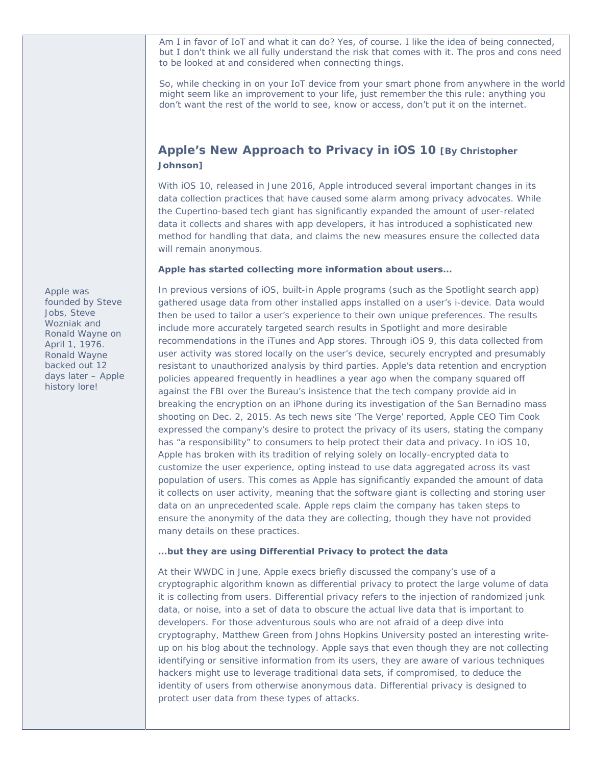Am I in favor of IoT and what it can do? Yes, of course. I like the idea of being connected, but I don't think we all fully understand the risk that comes with it. The pros and cons need to be looked at and considered when connecting things.

So, while checking in on your IoT device from your smart phone from anywhere in the world might seem like an improvement to your life, just remember the this rule: anything you don't want the rest of the world to see, know or access, don't put it on the internet.

## Apple's New Approach to Privacy in iOS 10 [By Christopher Johnson]

With iOS 10, released in June 2016, Apple introduced several important changes in its data collection practices that have caused some alarm among privacy advocates. While the Cupertino-based tech giant has significantly expanded the amount of user-related data it collects and shares with app developers, it has introduced a sophisticated new method for handling that data, and claims the new measures ensure the collected data will remain anonymous.

**Apple has started collecting more information about users…**

In previous versions of iOS, built-in Apple programs (such as the Spotlight search app) gathered usage data from other installed apps installed on a user's i-device. Data would then be used to tailor a user's experience to their own unique preferences. The results include more accurately targeted search results in Spotlight and more desirable recommendations in the iTunes and App stores. Through iOS 9, this data collected from user activity was stored locally on the user's device, securely encrypted and presumably resistant to unauthorized analysis by third parties. Apple's data retention and encryption policies appeared frequently in headlines a year ago when the company squared off against the FBI over the Bureau's insistence that the tech company provide aid in breaking the encryption on an iPhone during its investigation of the San Bernadino mass shooting on Dec. 2, 2015. As tech news site 'The Verge' reported, Apple CEO Tim Cook expressed the company's desire to protect the privacy of its users, stating the company has "a responsibility" to consumers to help protect their data and privacy. In iOS 10, Apple has broken with its tradition of relying solely on locally-encrypted data to customize the user experience, opting instead to use data aggregated across its vast population of users. This comes as Apple has significantly expanded the amount of data it collects on user activity, meaning that the software giant is collecting and storing user data on an unprecedented scale. Apple reps claim the company has taken steps to ensure the anonymity of the data they are collecting, though they have not provided many details on these practices.

Apple was founded by Steve Jobs, Steve Wozniak and Ronald Wayne on April 1, 1976. Ronald Wayne backed out 12 days later – Apple history lore!

**…but they are using Differential Privacy to protect the data**

At their WWDC in June, Apple execs briefly discussed the company's use of a cryptographic algorithm known as differential privacy to protect the large volume of data it is collecting from users. Differential privacy refers to the injection of randomized junk data, or noise, into a set of data to obscure the actual live data that is important to developers. For those adventurous souls who are not afraid of a deep dive into cryptography, Matthew Green from Johns Hopkins University posted an interesting write-up on his blog about the technology. Apple says that even though they are not collecting identifying or sensitive information from its users, they are aware of various techniques hackers might use to leverage traditional data sets, if compromised, to deduce the identity of users from otherwise anonymous data. Differential privacy is designed to protect user data from these types of attacks.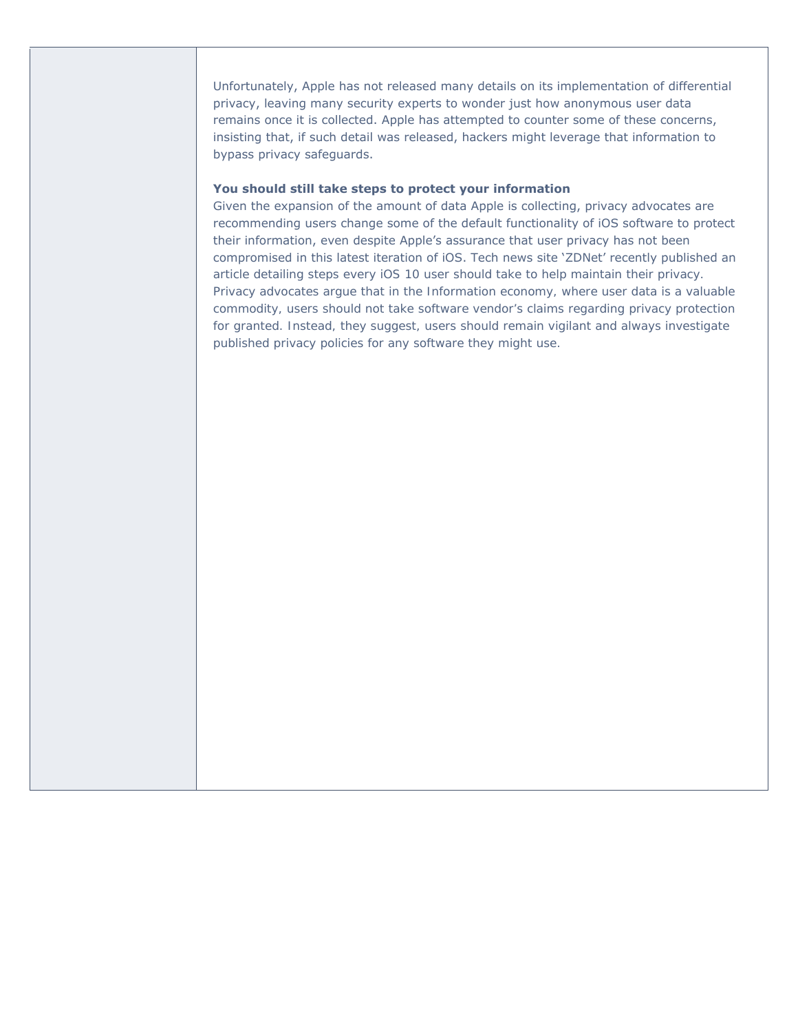Unfortunately, Apple has not released many details on its implementation of differential privacy, leaving many security experts to wonder just how anonymous user data remains once it is collected. Apple has attempted to counter some of these concerns, insisting that, if such detail was released, hackers might leverage that information to bypass privacy safeguards.

**You should still take steps to protect your information**

Given the expansion of the amount of data Apple is collecting, privacy advocates are recommending users change some of the default functionality of iOS software to protect their information, even despite Apple's assurance that user privacy has not been compromised in this latest iteration of iOS. Tech news site 'ZDNet' recently published an article detailing steps every iOS 10 user should take to help maintain their privacy. Privacy advocates argue that in the Information economy, where user data is a valuable commodity, users should not take software vendor's claims regarding privacy protection for granted. Instead, they suggest, users should remain vigilant and always investigate published privacy policies for any software they might use.